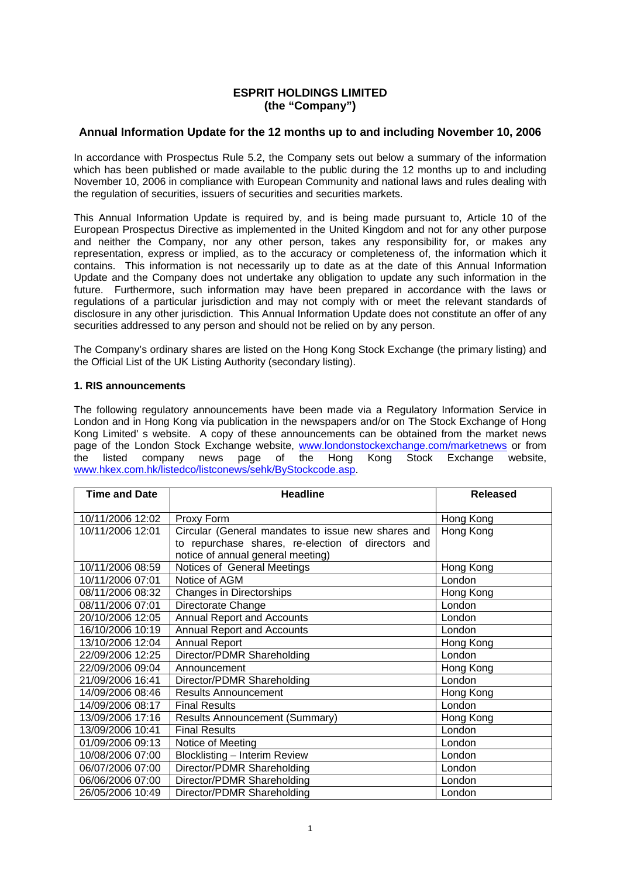**ESPRIT HOLDINGS LIMITED**
**(the "Company")**

## Annual Information Update for the 12 months up to and including November 10, 2006

In accordance with Prospectus Rule 5.2, the Company sets out below a summary of the information which has been published or made available to the public during the 12 months up to and including November 10, 2006 in compliance with European Community and national laws and rules dealing with the regulation of securities, issuers of securities and securities markets.

This Annual Information Update is required by, and is being made pursuant to, Article 10 of the European Prospectus Directive as implemented in the United Kingdom and not for any other purpose and neither the Company, nor any other person, takes any responsibility for, or makes any representation, express or implied, as to the accuracy or completeness of, the information which it contains. This information is not necessarily up to date as at the date of this Annual Information Update and the Company does not undertake any obligation to update any such information in the future. Furthermore, such information may have been prepared in accordance with the laws or regulations of a particular jurisdiction and may not comply with or meet the relevant standards of disclosure in any other jurisdiction. This Annual Information Update does not constitute an offer of any securities addressed to any person and should not be relied on by any person.

The Company's ordinary shares are listed on the Hong Kong Stock Exchange (the primary listing) and the Official List of the UK Listing Authority (secondary listing).

### 1. RIS announcements

The following regulatory announcements have been made via a Regulatory Information Service in London and in Hong Kong via publication in the newspapers and/or on The Stock Exchange of Hong Kong Limited' s website. A copy of these announcements can be obtained from the market news page of the London Stock Exchange website, www.londonstockexchange.com/marketnews or from the listed company news page of the Hong Kong Stock Exchange website, www.hkex.com.hk/listedco/listconews/sehk/ByStockcode.asp.

| Time and Date | Headline | Released |
|---|---|---|
| 10/11/2006 12:02 | Proxy Form | Hong Kong |
| 10/11/2006 12:01 | Circular (General mandates to issue new shares and to repurchase shares, re-election of directors and notice of annual general meeting) | Hong Kong |
| 10/11/2006 08:59 | Notices of General Meetings | Hong Kong |
| 10/11/2006 07:01 | Notice of AGM | London |
| 08/11/2006 08:32 | Changes in Directorships | Hong Kong |
| 08/11/2006 07:01 | Directorate Change | London |
| 20/10/2006 12:05 | Annual Report and Accounts | London |
| 16/10/2006 10:19 | Annual Report and Accounts | London |
| 13/10/2006 12:04 | Annual Report | Hong Kong |
| 22/09/2006 12:25 | Director/PDMR Shareholding | London |
| 22/09/2006 09:04 | Announcement | Hong Kong |
| 21/09/2006 16:41 | Director/PDMR Shareholding | London |
| 14/09/2006 08:46 | Results Announcement | Hong Kong |
| 14/09/2006 08:17 | Final Results | London |
| 13/09/2006 17:16 | Results Announcement (Summary) | Hong Kong |
| 13/09/2006 10:41 | Final Results | London |
| 01/09/2006 09:13 | Notice of Meeting | London |
| 10/08/2006 07:00 | Blocklisting – Interim Review | London |
| 06/07/2006 07:00 | Director/PDMR Shareholding | London |
| 06/06/2006 07:00 | Director/PDMR Shareholding | London |
| 26/05/2006 10:49 | Director/PDMR Shareholding | London |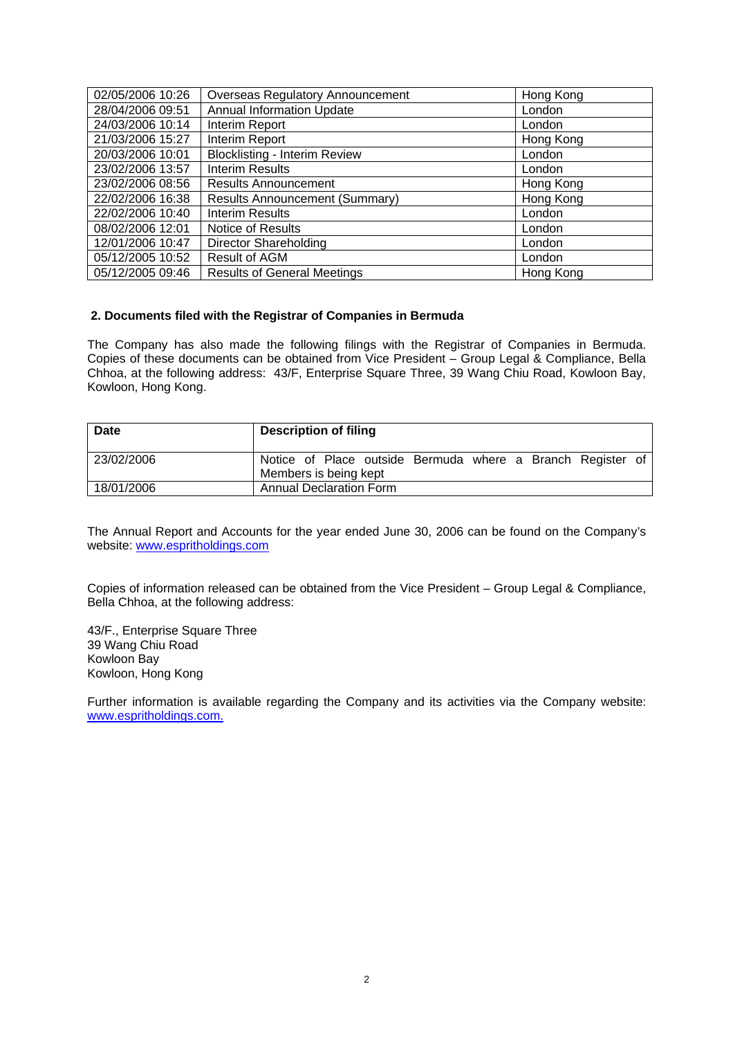| | | |
|---|---|---|
| 02/05/2006 10:26 | Overseas Regulatory Announcement | Hong Kong |
| 28/04/2006 09:51 | Annual Information Update | London |
| 24/03/2006 10:14 | Interim Report | London |
| 21/03/2006 15:27 | Interim Report | Hong Kong |
| 20/03/2006 10:01 | Blocklisting - Interim Review | London |
| 23/02/2006 13:57 | Interim Results | London |
| 23/02/2006 08:56 | Results Announcement | Hong Kong |
| 22/02/2006 16:38 | Results Announcement (Summary) | Hong Kong |
| 22/02/2006 10:40 | Interim Results | London |
| 08/02/2006 12:01 | Notice of Results | London |
| 12/01/2006 10:47 | Director Shareholding | London |
| 05/12/2005 10:52 | Result of AGM | London |
| 05/12/2005 09:46 | Results of General Meetings | Hong Kong |

## 2. Documents filed with the Registrar of Companies in Bermuda

The Company has also made the following filings with the Registrar of Companies in Bermuda. Copies of these documents can be obtained from Vice President – Group Legal & Compliance, Bella Chhoa, at the following address: 43/F, Enterprise Square Three, 39 Wang Chiu Road, Kowloon Bay, Kowloon, Hong Kong.

| Date | Description of filing |
|---|---|
| 23/02/2006 | Notice of Place outside Bermuda where a Branch Register of Members is being kept |
| 18/01/2006 | Annual Declaration Form |

The Annual Report and Accounts for the year ended June 30, 2006 can be found on the Company's website: www.espritholdings.com

Copies of information released can be obtained from the Vice President – Group Legal & Compliance, Bella Chhoa, at the following address:

43/F., Enterprise Square Three
39 Wang Chiu Road
Kowloon Bay
Kowloon, Hong Kong

Further information is available regarding the Company and its activities via the Company website: www.espritholdings.com.